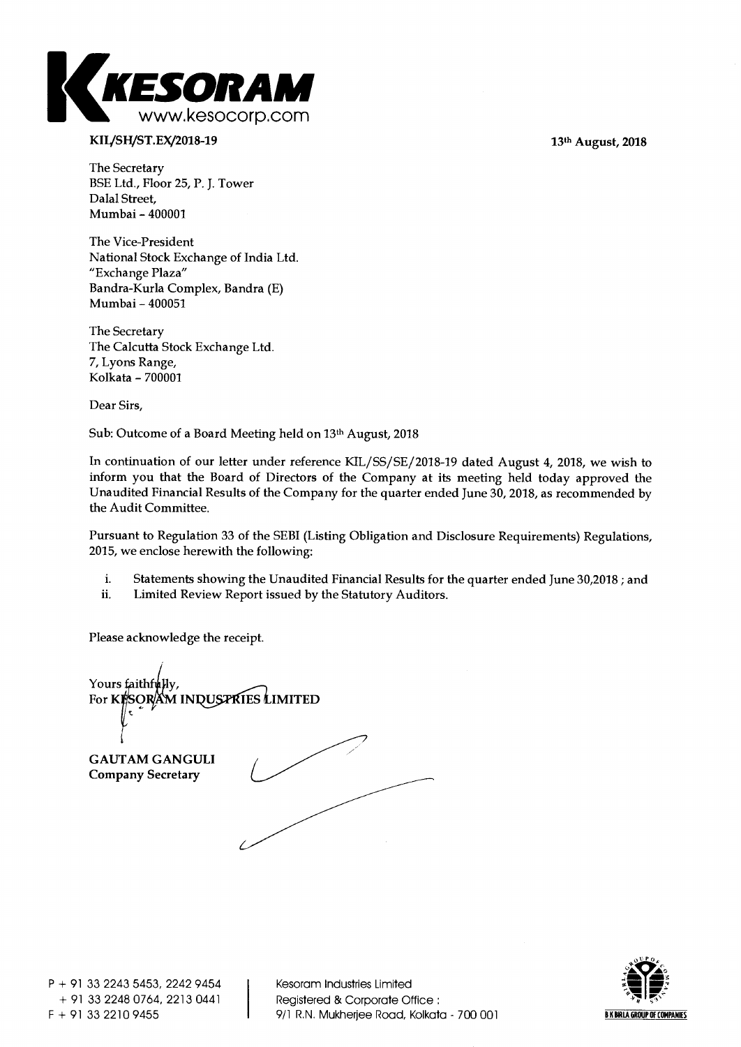**KESORAM**
www.kesocorp.com

**KIL/SH/ST.EX/2018-19** **13th August, 2018**

The Secretary
BSE Ltd., Floor 25, P. J. Tower
Dalal Street,
Mumbai – 400001

The Vice-President
National Stock Exchange of India Ltd.
"Exchange Plaza"
Bandra-Kurla Complex, Bandra (E)
Mumbai – 400051

The Secretary
The Calcutta Stock Exchange Ltd.
7, Lyons Range,
Kolkata – 700001

Dear Sirs,

Sub: Outcome of a Board Meeting held on 13th August, 2018

In continuation of our letter under reference KIL/SS/SE/2018-19 dated August 4, 2018, we wish to inform you that the Board of Directors of the Company at its meeting held today approved the Unaudited Financial Results of the Company for the quarter ended June 30, 2018, as recommended by the Audit Committee.

Pursuant to Regulation 33 of the SEBI (Listing Obligation and Disclosure Requirements) Regulations, 2015, we enclose herewith the following:

i. Statements showing the Unaudited Financial Results for the quarter ended June 30,2018 ; and
ii. Limited Review Report issued by the Statutory Auditors.

Please acknowledge the receipt.

Yours faithfully,
For **KESORAM INDUSTRIES LIMITED**

**GAUTAM GANGULI**
**Company Secretary**

P + 91 33 2243 5453, 2242 9454
+ 91 33 2248 0764, 2213 0441
F + 91 33 2210 9455

Kesoram Industries Limited
Registered & Corporate Office :
9/1 R.N. Mukherjee Road, Kolkata - 700 001

B K BIRLA GROUP OF COMPANIES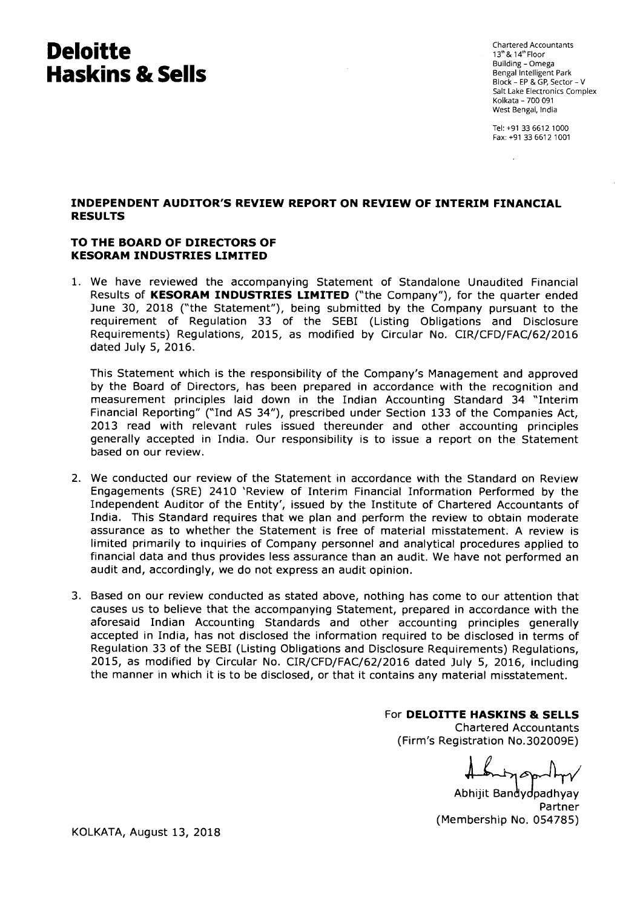# Deloitte Haskins & Sells

Chartered Accountants
13th & 14th Floor
Building - Omega
Bengal Intelligent Park
Block - EP & GP, Sector - V
Salt Lake Electronics Complex
Kolkata - 700 091
West Bengal, India

Tel: +91 33 6612 1000
Fax: +91 33 6612 1001

## INDEPENDENT AUDITOR'S REVIEW REPORT ON REVIEW OF INTERIM FINANCIAL RESULTS

## TO THE BOARD OF DIRECTORS OF KESORAM INDUSTRIES LIMITED

1. We have reviewed the accompanying Statement of Standalone Unaudited Financial Results of **KESORAM INDUSTRIES LIMITED** ("the Company"), for the quarter ended June 30, 2018 ("the Statement"), being submitted by the Company pursuant to the requirement of Regulation 33 of the SEBI (Listing Obligations and Disclosure Requirements) Regulations, 2015, as modified by Circular No. CIR/CFD/FAC/62/2016 dated July 5, 2016.

   This Statement which is the responsibility of the Company's Management and approved by the Board of Directors, has been prepared in accordance with the recognition and measurement principles laid down in the Indian Accounting Standard 34 "Interim Financial Reporting" ("Ind AS 34"), prescribed under Section 133 of the Companies Act, 2013 read with relevant rules issued thereunder and other accounting principles generally accepted in India. Our responsibility is to issue a report on the Statement based on our review.

2. We conducted our review of the Statement in accordance with the Standard on Review Engagements (SRE) 2410 'Review of Interim Financial Information Performed by the Independent Auditor of the Entity', issued by the Institute of Chartered Accountants of India. This Standard requires that we plan and perform the review to obtain moderate assurance as to whether the Statement is free of material misstatement. A review is limited primarily to inquiries of Company personnel and analytical procedures applied to financial data and thus provides less assurance than an audit. We have not performed an audit and, accordingly, we do not express an audit opinion.

3. Based on our review conducted as stated above, nothing has come to our attention that causes us to believe that the accompanying Statement, prepared in accordance with the aforesaid Indian Accounting Standards and other accounting principles generally accepted in India, has not disclosed the information required to be disclosed in terms of Regulation 33 of the SEBI (Listing Obligations and Disclosure Requirements) Regulations, 2015, as modified by Circular No. CIR/CFD/FAC/62/2016 dated July 5, 2016, including the manner in which it is to be disclosed, or that it contains any material misstatement.

For **DELOITTE HASKINS & SELLS**
Chartered Accountants
(Firm's Registration No.302009E)

Abhijit Bandyopadhyay
Partner
(Membership No. 054785)

KOLKATA, August 13, 2018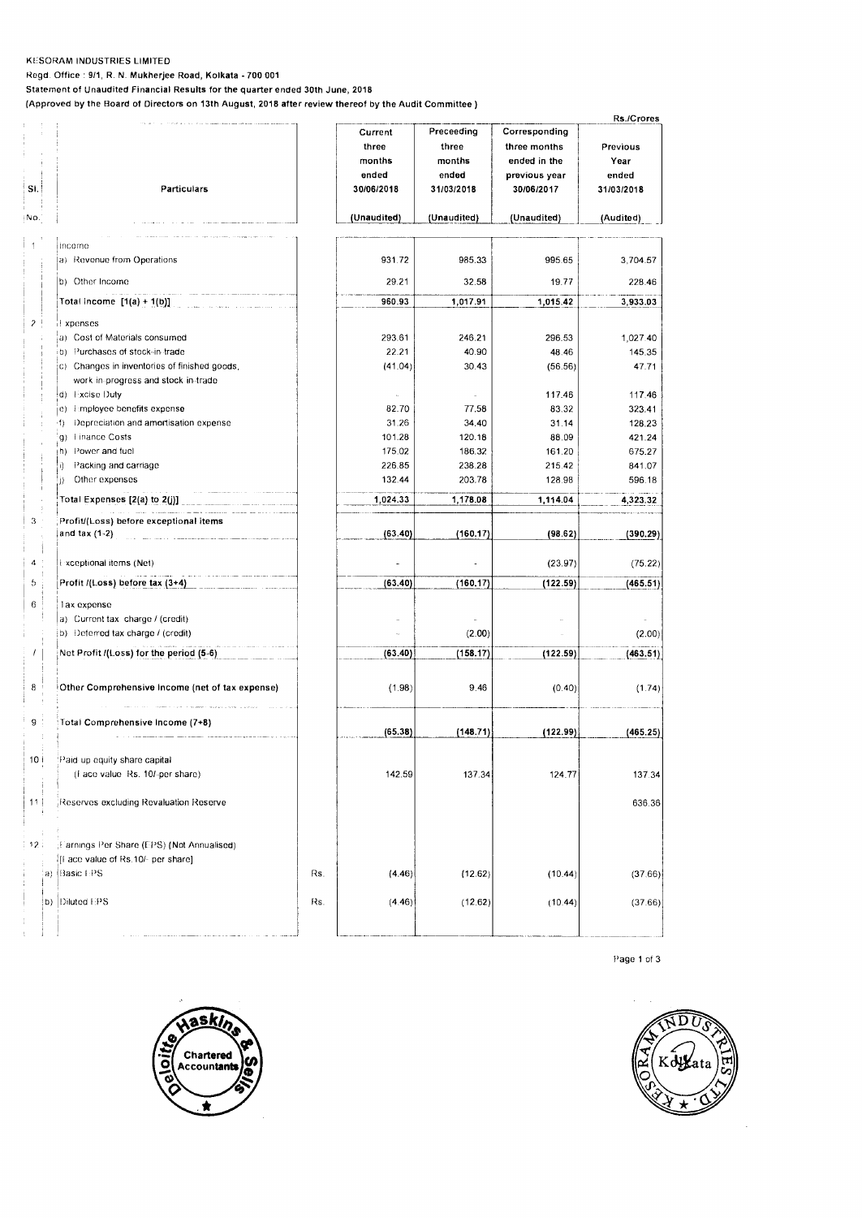KESORAM INDUSTRIES LIMITED

Regd. Office : 9/1, R. N. Mukherjee Road, Kolkata - 700 001

Statement of Unaudited Financial Results for the quarter ended 30th June, 2018

(Approved by the Board of Directors on 13th August, 2018 after review thereof by the Audit Committee )

Rs./Crores

| Sl. No. | Particulars | | Current three months ended 30/06/2018 (Unaudited) | Preceeding three months ended 31/03/2018 (Unaudited) | Corresponding three months ended in the previous year 30/06/2017 (Unaudited) | Previous Year ended 31/03/2018 (Audited) |
|---|---|---|---|---|---|---|
| 1 | Income | | | | | |
| | a) Revenue from Operations | | 931.72 | 985.33 | 995.65 | 3,704.57 |
| | b) Other Income | | 29.21 | 32.58 | 19.77 | 228.46 |
| | Total Income [1(a) + 1(b)] | | 960.93 | 1,017.91 | 1,015.42 | 3,933.03 |
| 2 | Expenses | | | | | |
| | a) Cost of Materials consumed | | 293.61 | 246.21 | 296.53 | 1,027.40 |
| | b) Purchases of stock-in-trade | | 22.21 | 40.90 | 48.46 | 145.35 |
| | c) Changes in inventories of finished goods, work-in-progress and stock-in-trade | | (41.04) | 30.43 | (56.56) | 47.71 |
| | d) Excise Duty | | - | - | 117.46 | 117.46 |
| | e) Employee benefits expense | | 82.70 | 77.58 | 83.32 | 323.41 |
| | f) Depreciation and amortisation expense | | 31.26 | 34.40 | 31.14 | 128.23 |
| | g) Finance Costs | | 101.28 | 120.18 | 88.09 | 421.24 |
| | h) Power and fuel | | 175.02 | 186.32 | 161.20 | 675.27 |
| | i) Packing and carriage | | 226.85 | 238.28 | 215.42 | 841.07 |
| | j) Other expenses | | 132.44 | 203.78 | 128.98 | 596.18 |
| | Total Expenses [2(a) to 2(j)] | | 1,024.33 | 1,178.08 | 1,114.04 | 4,323.32 |
| 3 | Profit/(Loss) before exceptional items and tax (1-2) | | (63.40) | (160.17) | (98.62) | (390.29) |
| 4 | Exceptional items (Net) | | - | - | (23.97) | (75.22) |
| 5 | Profit /(Loss) before tax (3+4) | | (63.40) | (160.17) | (122.59) | (465.51) |
| 6 | Tax expense | | | | | |
| | a) Current tax charge / (credit) | | - | - | - | - |
| | b) Deferred tax charge / (credit) | | - | (2.00) | - | (2.00) |
| 7 | Net Profit /(Loss) for the period (5-6) | | (63.40) | (158.17) | (122.59) | (463.51) |
| 8 | Other Comprehensive Income (net of tax expense) | | (1.98) | 9.46 | (0.40) | (1.74) |
| 9 | Total Comprehensive Income (7+8) | | (65.38) | (148.71) | (122.99) | (465.25) |
| 10 | Paid up equity share capital (Face value Rs. 10/-per share) | | 142.59 | 137.34 | 124.77 | 137.34 |
| 11 | Reserves excluding Revaluation Reserve | | | | | 636.36 |
| 12 | Earnings Per Share (EPS) (Not Annualised) [Face value of Rs.10/- per share] | | | | | |
| | a) Basic EPS | Rs. | (4.46) | (12.62) | (10.44) | (37.66) |
| | b) Diluted EPS | Rs. | (4.46) | (12.62) | (10.44) | (37.66) |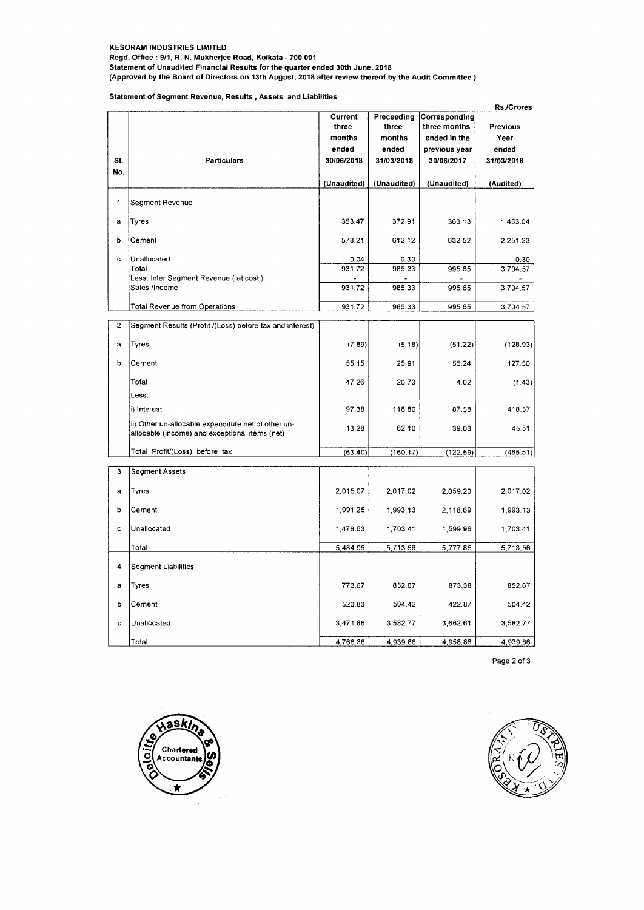**KESORAM INDUSTRIES LIMITED**
**Regd. Office : 9/1, R. N. Mukherjee Road, Kolkata - 700 001**
**Statement of Unaudited Financial Results for the quarter ended 30th June, 2018**
**(Approved by the Board of Directors on 13th August, 2018 after review thereof by the Audit Committee )**

**Statement of Segment Revenue, Results , Assets and Liabilities**

Rs./Crores

| Sl. No. | Particulars | Current three months ended 30/06/2018 (Unaudited) | Preceeding three months ended 31/03/2018 (Unaudited) | Corresponding three months ended in the previous year 30/06/2017 (Unaudited) | Previous Year ended 31/03/2018 (Audited) |
|---|---|---|---|---|---|
| 1 | Segment Revenue | | | | |
| a | Tyres | 353.47 | 372.91 | 363.13 | 1,453.04 |
| b | Cement | 578.21 | 612.12 | 632.52 | 2,251.23 |
| c | Unallocated | 0.04 | 0.30 | - | 0.30 |
| | Total | 931.72 | 985.33 | 995.65 | 3,704.57 |
| | Less: Inter Segment Revenue ( at cost ) | - | - | - | - |
| | Sales /Income | 931.72 | 985.33 | 995.65 | 3,704.57 |
| | Total Revenue from Operations | 931.72 | 985.33 | 995.65 | 3,704.57 |
| 2 | Segment Results (Profit /(Loss) before tax and interest) | | | | |
| a | Tyres | (7.89) | (5.18) | (51.22) | (128.93) |
| b | Cement | 55.15 | 25.91 | 55.24 | 127.50 |
| | Total | 47.26 | 20.73 | 4.02 | (1.43) |
| | Less: | | | | |
| | i) Interest | 97.38 | 118.80 | 87.58 | 418.57 |
| | ii) Other un-allocable expenditure net of other un-allocable (income) and exceptional items (net) | 13.28 | 62.10 | 39.03 | 45.51 |
| | Total Profit/(Loss) before tax | (63.40) | (160.17) | (122.59) | (465.51) |
| 3 | Segment Assets | | | | |
| a | Tyres | 2,015.07 | 2,017.02 | 2,059.20 | 2,017.02 |
| b | Cement | 1,991.25 | 1,993.13 | 2,118.69 | 1,993.13 |
| c | Unallocated | 1,478.63 | 1,703.41 | 1,599.96 | 1,703.41 |
| | Total | 5,484.95 | 5,713.56 | 5,777.85 | 5,713.56 |
| 4 | Segment Liabilities | | | | |
| a | Tyres | 773.67 | 852.67 | 873.38 | 852.67 |
| b | Cement | 520.83 | 504.42 | 422.87 | 504.42 |
| c | Unallocated | 3,471.86 | 3,582.77 | 3,662.61 | 3,582.77 |
| | Total | 4,766.36 | 4,939.86 | 4,958.86 | 4,939.86 |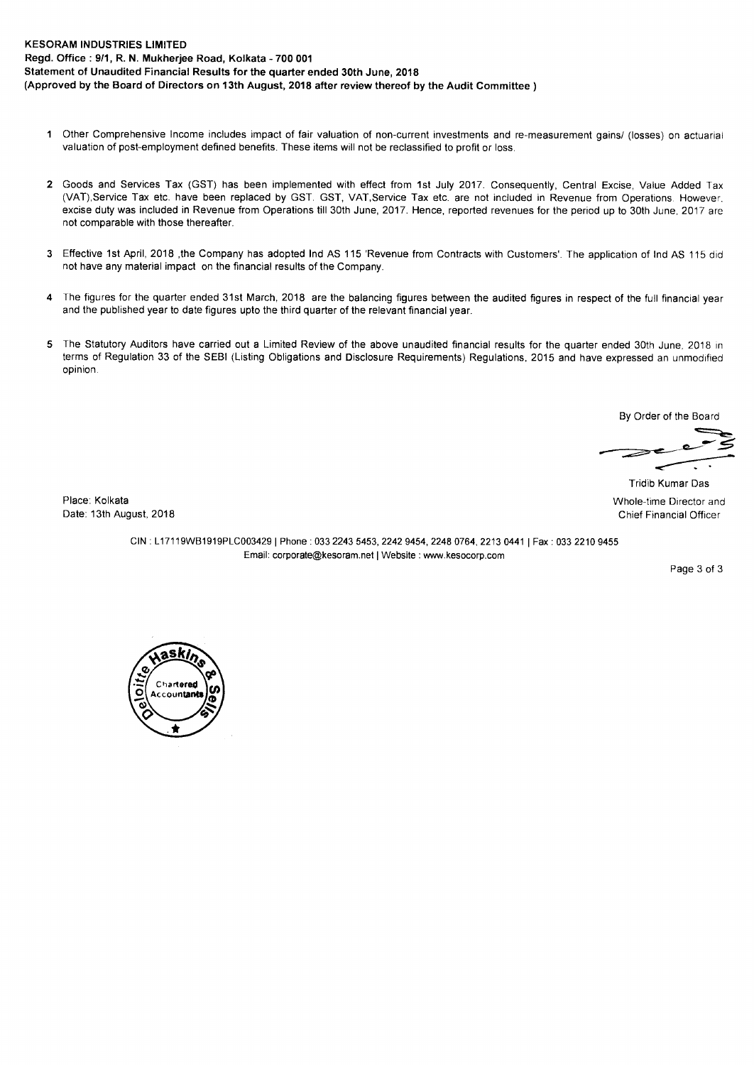**KESORAM INDUSTRIES LIMITED**
**Regd. Office : 9/1, R. N. Mukherjee Road, Kolkata - 700 001**
**Statement of Unaudited Financial Results for the quarter ended 30th June, 2018**
**(Approved by the Board of Directors on 13th August, 2018 after review thereof by the Audit Committee )**

1 Other Comprehensive Income includes impact of fair valuation of non-current investments and re-measurement gains/ (losses) on actuarial valuation of post-employment defined benefits. These items will not be reclassified to profit or loss.

2 Goods and Services Tax (GST) has been implemented with effect from 1st July 2017. Consequently, Central Excise, Value Added Tax (VAT),Service Tax etc. have been replaced by GST. GST, VAT,Service Tax etc. are not included in Revenue from Operations. However, excise duty was included in Revenue from Operations till 30th June, 2017. Hence, reported revenues for the period up to 30th June, 2017 are not comparable with those thereafter.

3 Effective 1st April, 2018 ,the Company has adopted Ind AS 115 'Revenue from Contracts with Customers'. The application of Ind AS 115 did not have any material impact on the financial results of the Company.

4 The figures for the quarter ended 31st March, 2018 are the balancing figures between the audited figures in respect of the full financial year and the published year to date figures upto the third quarter of the relevant financial year.

5 The Statutory Auditors have carried out a Limited Review of the above unaudited financial results for the quarter ended 30th June, 2018 in terms of Regulation 33 of the SEBI (Listing Obligations and Disclosure Requirements) Regulations, 2015 and have expressed an unmodified opinion.

By Order of the Board

Tridib Kumar Das
Whole-time Director and
Chief Financial Officer

Place: Kolkata
Date: 13th August, 2018

CIN : L17119WB1919PLC003429 | Phone : 033 2243 5453, 2242 9454, 2248 0764, 2213 0441 | Fax : 033 2210 9455
Email: corporate@kesoram.net | Website : www.kesocorp.com

Deloitte Haskins & Sells
Chartered Accountants